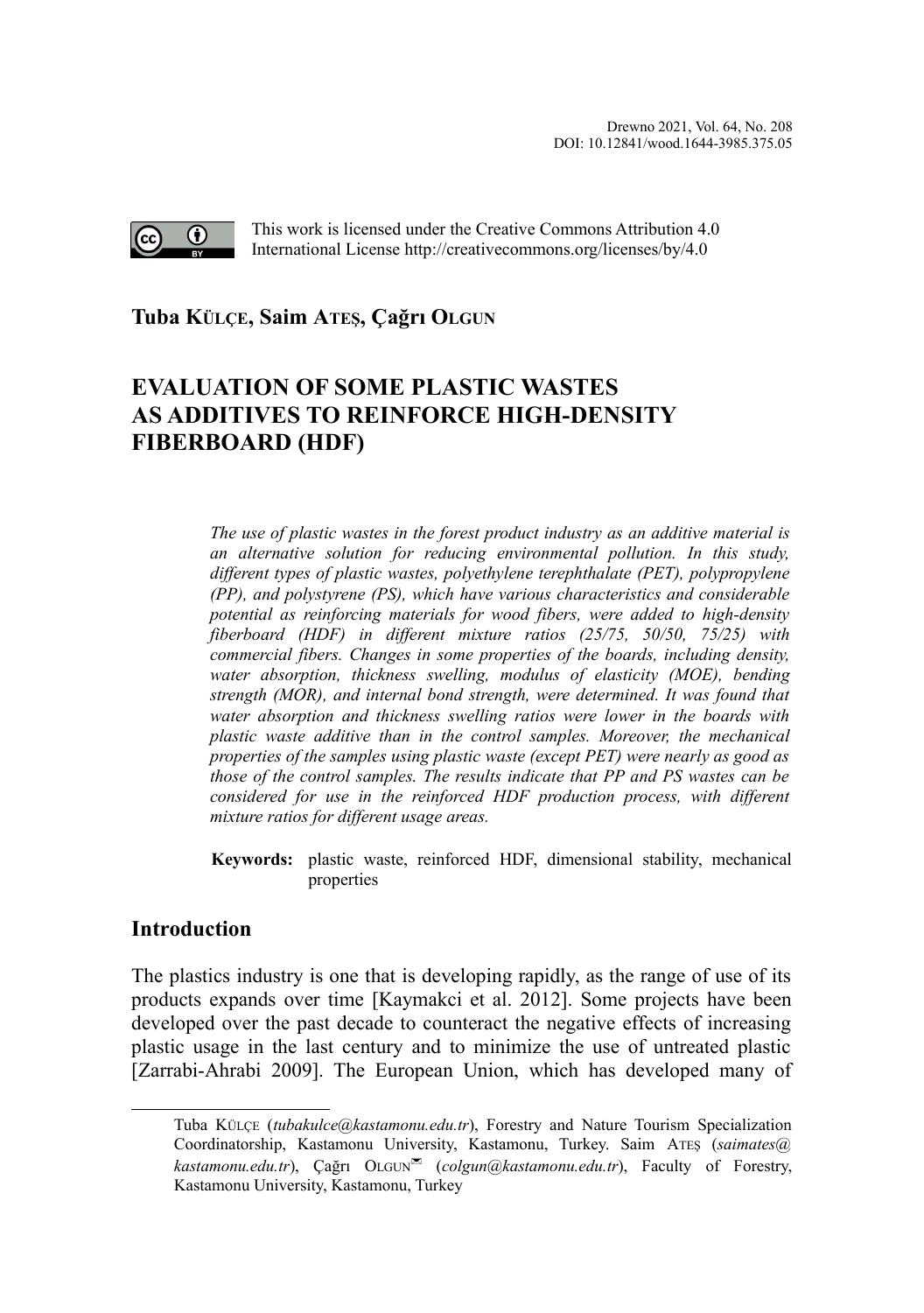This work is licensed under the Creative Commons Attribution 4.0 International License http://creativecommons.org/licenses/by/4.0

**Tuba Külçe, Saim Ateş, Çağrı Olgun**

# EVALUATION OF SOME PLASTIC WASTES AS ADDITIVES TO REINFORCE HIGH-DENSITY FIBERBOARD (HDF)

*The use of plastic wastes in the forest product industry as an additive material is an alternative solution for reducing environmental pollution. In this study, different types of plastic wastes, polyethylene terephthalate (PET), polypropylene (PP), and polystyrene (PS), which have various characteristics and considerable potential as reinforcing materials for wood fibers, were added to high-density fiberboard (HDF) in different mixture ratios (25/75, 50/50, 75/25) with commercial fibers. Changes in some properties of the boards, including density, water absorption, thickness swelling, modulus of elasticity (MOE), bending strength (MOR), and internal bond strength, were determined. It was found that water absorption and thickness swelling ratios were lower in the boards with plastic waste additive than in the control samples. Moreover, the mechanical properties of the samples using plastic waste (except PET) were nearly as good as those of the control samples. The results indicate that PP and PS wastes can be considered for use in the reinforced HDF production process, with different mixture ratios for different usage areas.*

**Keywords:** plastic waste, reinforced HDF, dimensional stability, mechanical properties

## Introduction

The plastics industry is one that is developing rapidly, as the range of use of its products expands over time [Kaymakci et al. 2012]. Some projects have been developed over the past decade to counteract the negative effects of increasing plastic usage in the last century and to minimize the use of untreated plastic [Zarrabi-Ahrabi 2009]. The European Union, which has developed many of

---

Tuba Külçe (*tubakulce@kastamonu.edu.tr*), Forestry and Nature Tourism Specialization Coordinatorship, Kastamonu University, Kastamonu, Turkey. Saim Ateş (*saimates@kastamonu.edu.tr*), Çağrı Olgun (*colgun@kastamonu.edu.tr*), Faculty of Forestry, Kastamonu University, Kastamonu, Turkey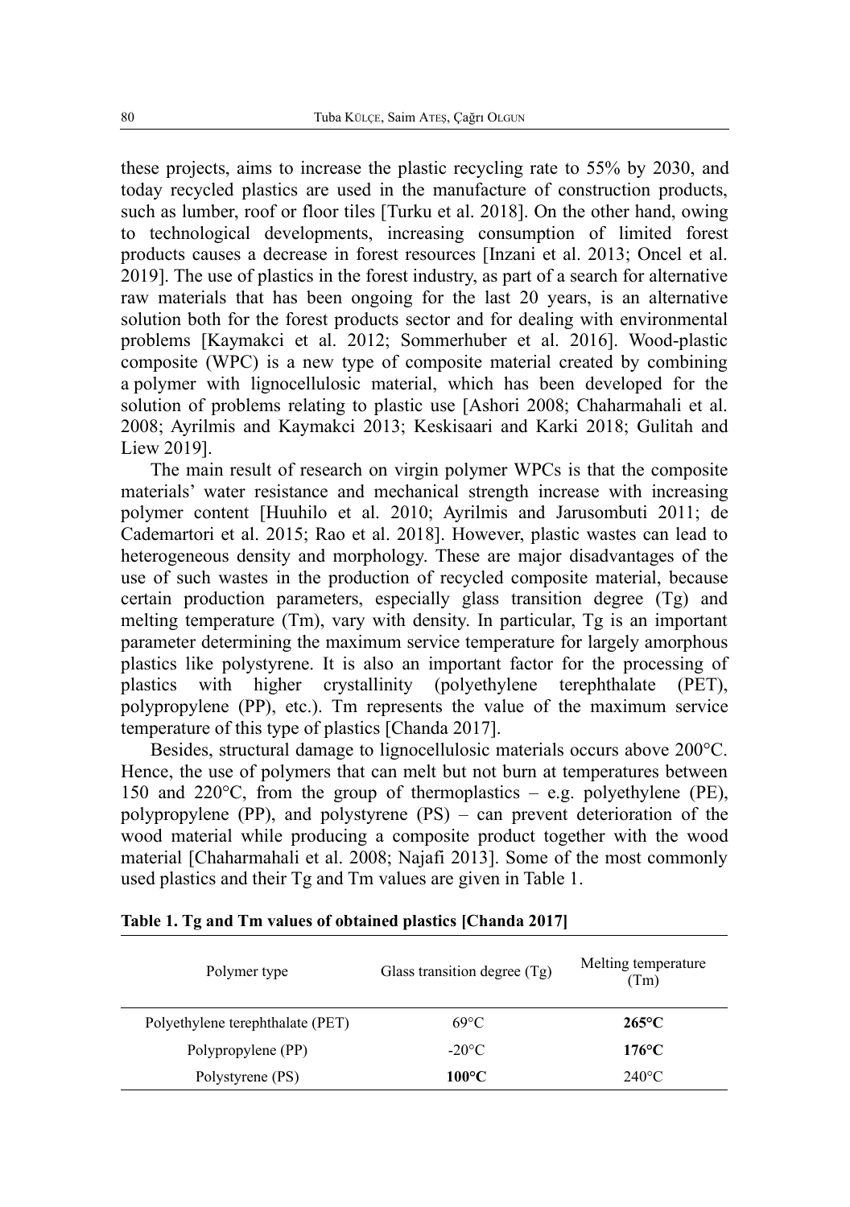these projects, aims to increase the plastic recycling rate to 55% by 2030, and today recycled plastics are used in the manufacture of construction products, such as lumber, roof or floor tiles [Turku et al. 2018]. On the other hand, owing to technological developments, increasing consumption of limited forest products causes a decrease in forest resources [Inzani et al. 2013; Oncel et al. 2019]. The use of plastics in the forest industry, as part of a search for alternative raw materials that has been ongoing for the last 20 years, is an alternative solution both for the forest products sector and for dealing with environmental problems [Kaymakci et al. 2012; Sommerhuber et al. 2016]. Wood-plastic composite (WPC) is a new type of composite material created by combining a polymer with lignocellulosic material, which has been developed for the solution of problems relating to plastic use [Ashori 2008; Chaharmahali et al. 2008; Ayrilmis and Kaymakci 2013; Keskisaari and Karki 2018; Gulitah and Liew 2019].

The main result of research on virgin polymer WPCs is that the composite materials' water resistance and mechanical strength increase with increasing polymer content [Huuhilo et al. 2010; Ayrilmis and Jarusombuti 2011; de Cademartori et al. 2015; Rao et al. 2018]. However, plastic wastes can lead to heterogeneous density and morphology. These are major disadvantages of the use of such wastes in the production of recycled composite material, because certain production parameters, especially glass transition degree (Tg) and melting temperature (Tm), vary with density. In particular, Tg is an important parameter determining the maximum service temperature for largely amorphous plastics like polystyrene. It is also an important factor for the processing of plastics with higher crystallinity (polyethylene terephthalate (PET), polypropylene (PP), etc.). Tm represents the value of the maximum service temperature of this type of plastics [Chanda 2017].

Besides, structural damage to lignocellulosic materials occurs above 200°C. Hence, the use of polymers that can melt but not burn at temperatures between 150 and 220°C, from the group of thermoplastics – e.g. polyethylene (PE), polypropylene (PP), and polystyrene (PS) – can prevent deterioration of the wood material while producing a composite product together with the wood material [Chaharmahali et al. 2008; Najafi 2013]. Some of the most commonly used plastics and their Tg and Tm values are given in Table 1.

**Table 1. Tg and Tm values of obtained plastics [Chanda 2017]**

| Polymer type | Glass transition degree (Tg) | Melting temperature (Tm) |
|---|---|---|
| Polyethylene terephthalate (PET) | 69°C | **265°C** |
| Polypropylene (PP) | -20°C | **176°C** |
| Polystyrene (PS) | **100°C** | 240°C |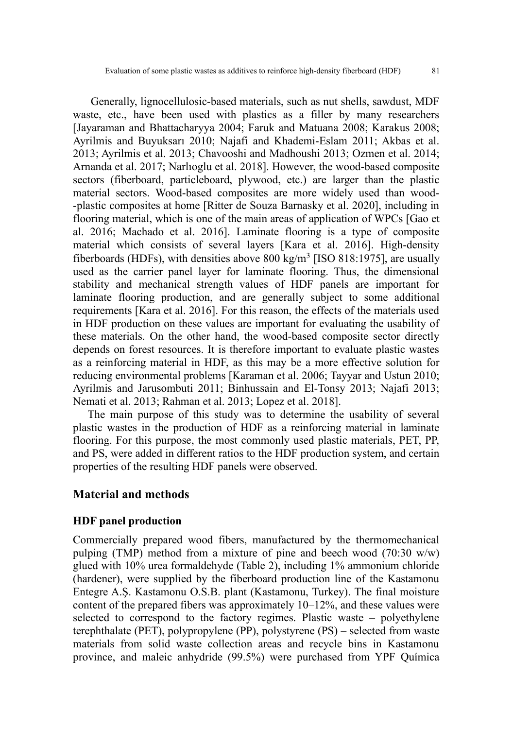Generally, lignocellulosic-based materials, such as nut shells, sawdust, MDF waste, etc., have been used with plastics as a filler by many researchers [Jayaraman and Bhattacharyya 2004; Faruk and Matuana 2008; Karakus 2008; Ayrilmis and Buyuksarı 2010; Najafi and Khademi-Eslam 2011; Akbas et al. 2013; Ayrilmis et al. 2013; Chavooshi and Madhoushi 2013; Ozmen et al. 2014; Arnanda et al. 2017; Narlıoglu et al. 2018]. However, the wood-based composite sectors (fiberboard, particleboard, plywood, etc.) are larger than the plastic material sectors. Wood-based composites are more widely used than wood--plastic composites at home [Ritter de Souza Barnasky et al. 2020], including in flooring material, which is one of the main areas of application of WPCs [Gao et al. 2016; Machado et al. 2016]. Laminate flooring is a type of composite material which consists of several layers [Kara et al. 2016]. High-density fiberboards (HDFs), with densities above 800 kg/m$^3$ [ISO 818:1975], are usually used as the carrier panel layer for laminate flooring. Thus, the dimensional stability and mechanical strength values of HDF panels are important for laminate flooring production, and are generally subject to some additional requirements [Kara et al. 2016]. For this reason, the effects of the materials used in HDF production on these values are important for evaluating the usability of these materials. On the other hand, the wood-based composite sector directly depends on forest resources. It is therefore important to evaluate plastic wastes as a reinforcing material in HDF, as this may be a more effective solution for reducing environmental problems [Karaman et al. 2006; Tayyar and Ustun 2010; Ayrilmis and Jarusombuti 2011; Binhussain and El-Tonsy 2013; Najafi 2013; Nemati et al. 2013; Rahman et al. 2013; Lopez et al. 2018].

The main purpose of this study was to determine the usability of several plastic wastes in the production of HDF as a reinforcing material in laminate flooring. For this purpose, the most commonly used plastic materials, PET, PP, and PS, were added in different ratios to the HDF production system, and certain properties of the resulting HDF panels were observed.

## Material and methods

### HDF panel production

Commercially prepared wood fibers, manufactured by the thermomechanical pulping (TMP) method from a mixture of pine and beech wood (70:30 w/w) glued with 10% urea formaldehyde (Table 2), including 1% ammonium chloride (hardener), were supplied by the fiberboard production line of the Kastamonu Entegre A.Ş. Kastamonu O.S.B. plant (Kastamonu, Turkey). The final moisture content of the prepared fibers was approximately 10–12%, and these values were selected to correspond to the factory regimes. Plastic waste – polyethylene terephthalate (PET), polypropylene (PP), polystyrene (PS) – selected from waste materials from solid waste collection areas and recycle bins in Kastamonu province, and maleic anhydride (99.5%) were purchased from YPF Química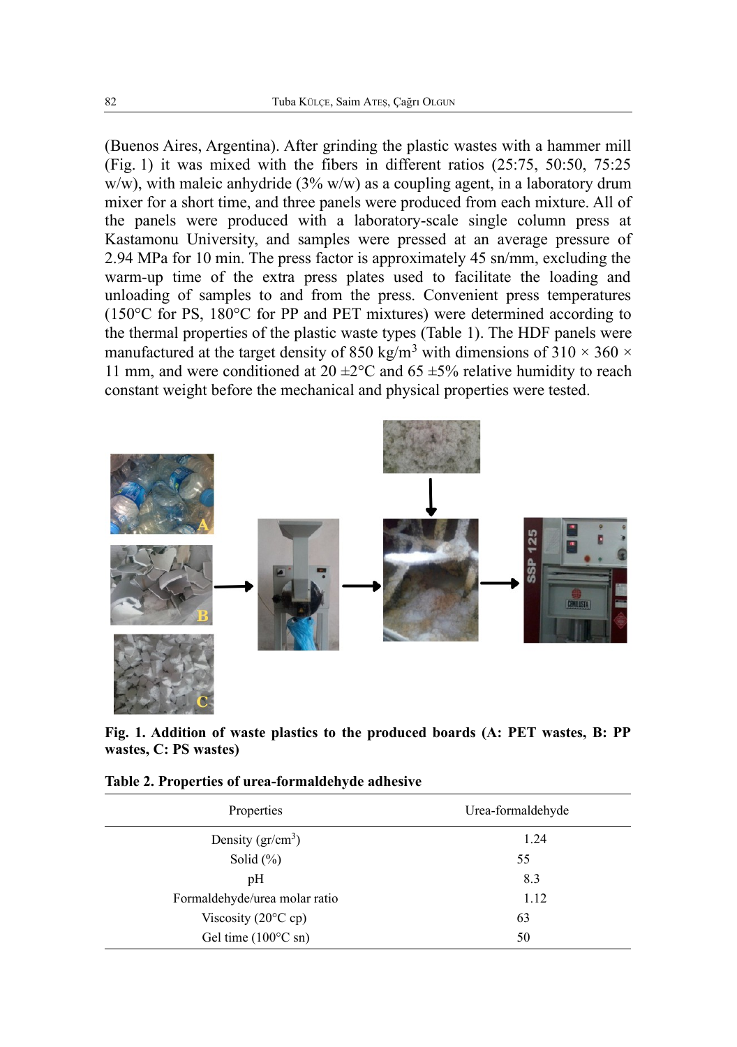(Buenos Aires, Argentina). After grinding the plastic wastes with a hammer mill (Fig. 1) it was mixed with the fibers in different ratios (25:75, 50:50, 75:25 w/w), with maleic anhydride (3% w/w) as a coupling agent, in a laboratory drum mixer for a short time, and three panels were produced from each mixture. All of the panels were produced with a laboratory-scale single column press at Kastamonu University, and samples were pressed at an average pressure of 2.94 MPa for 10 min. The press factor is approximately 45 sn/mm, excluding the warm-up time of the extra press plates used to facilitate the loading and unloading of samples to and from the press. Convenient press temperatures (150°C for PS, 180°C for PP and PET mixtures) were determined according to the thermal properties of the plastic waste types (Table 1). The HDF panels were manufactured at the target density of 850 kg/m$^3$ with dimensions of 310 × 360 × 11 mm, and were conditioned at 20 ±2°C and 65 ±5% relative humidity to reach constant weight before the mechanical and physical properties were tested.

**Fig. 1. Addition of waste plastics to the produced boards (A: PET wastes, B: PP wastes, C: PS wastes)**

**Table 2. Properties of urea-formaldehyde adhesive**

| Properties | Urea-formaldehyde |
|---|---|
| Density (gr/cm$^3$) | 1.24 |
| Solid (%) | 55 |
| pH | 8.3 |
| Formaldehyde/urea molar ratio | 1.12 |
| Viscosity (20°C cp) | 63 |
| Gel time (100°C sn) | 50 |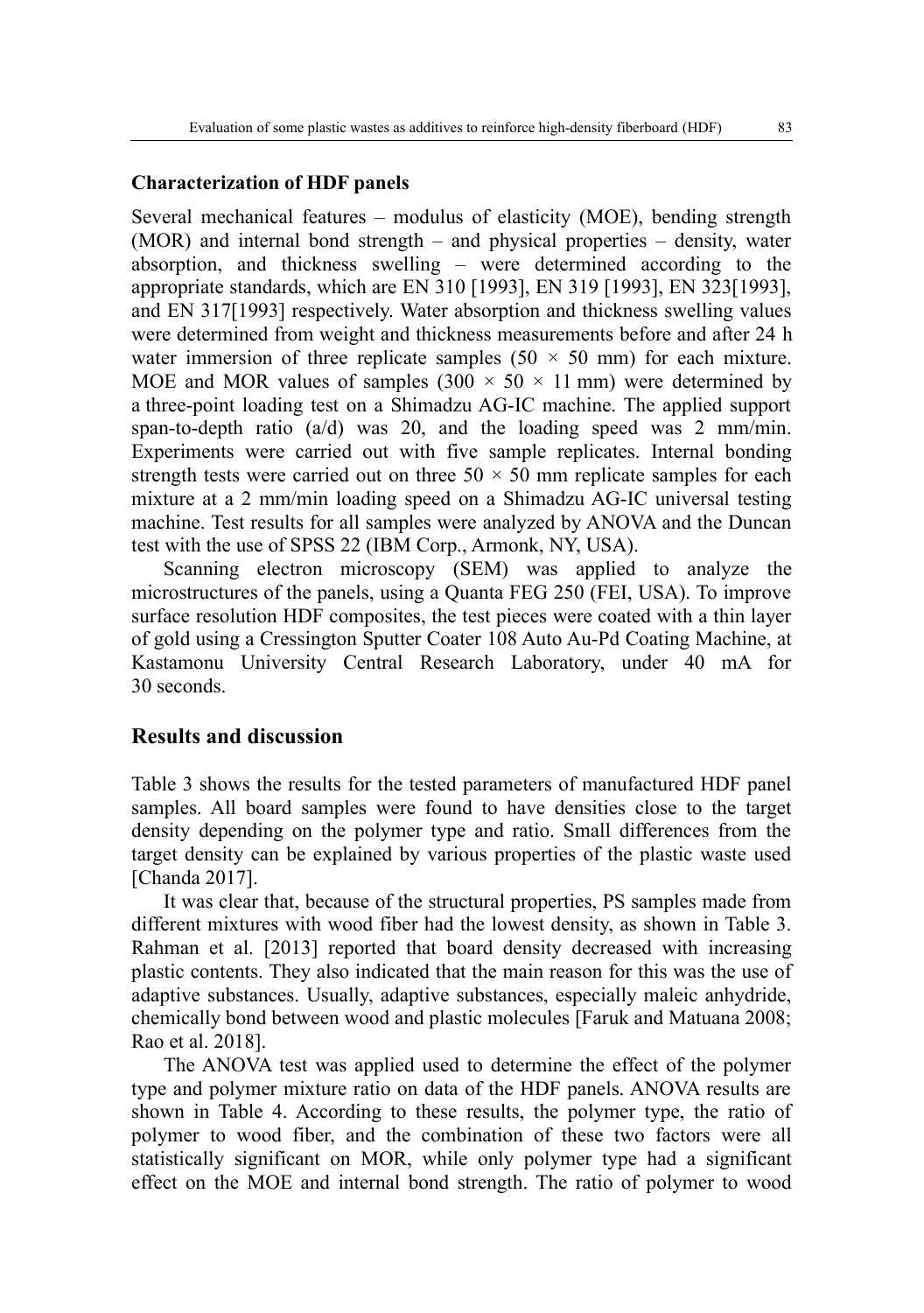### Characterization of HDF panels

Several mechanical features – modulus of elasticity (MOE), bending strength (MOR) and internal bond strength – and physical properties – density, water absorption, and thickness swelling – were determined according to the appropriate standards, which are EN 310 [1993], EN 319 [1993], EN 323[1993], and EN 317[1993] respectively. Water absorption and thickness swelling values were determined from weight and thickness measurements before and after 24 h water immersion of three replicate samples (50 × 50 mm) for each mixture. MOE and MOR values of samples (300 × 50 × 11 mm) were determined by a three-point loading test on a Shimadzu AG-IC machine. The applied support span-to-depth ratio (a/d) was 20, and the loading speed was 2 mm/min. Experiments were carried out with five sample replicates. Internal bonding strength tests were carried out on three 50 × 50 mm replicate samples for each mixture at a 2 mm/min loading speed on a Shimadzu AG-IC universal testing machine. Test results for all samples were analyzed by ANOVA and the Duncan test with the use of SPSS 22 (IBM Corp., Armonk, NY, USA).

Scanning electron microscopy (SEM) was applied to analyze the microstructures of the panels, using a Quanta FEG 250 (FEI, USA). To improve surface resolution HDF composites, the test pieces were coated with a thin layer of gold using a Cressington Sputter Coater 108 Auto Au-Pd Coating Machine, at Kastamonu University Central Research Laboratory, under 40 mA for 30 seconds.

## Results and discussion

Table 3 shows the results for the tested parameters of manufactured HDF panel samples. All board samples were found to have densities close to the target density depending on the polymer type and ratio. Small differences from the target density can be explained by various properties of the plastic waste used [Chanda 2017].

It was clear that, because of the structural properties, PS samples made from different mixtures with wood fiber had the lowest density, as shown in Table 3. Rahman et al. [2013] reported that board density decreased with increasing plastic contents. They also indicated that the main reason for this was the use of adaptive substances. Usually, adaptive substances, especially maleic anhydride, chemically bond between wood and plastic molecules [Faruk and Matuana 2008; Rao et al. 2018].

The ANOVA test was applied used to determine the effect of the polymer type and polymer mixture ratio on data of the HDF panels. ANOVA results are shown in Table 4. According to these results, the polymer type, the ratio of polymer to wood fiber, and the combination of these two factors were all statistically significant on MOR, while only polymer type had a significant effect on the MOE and internal bond strength. The ratio of polymer to wood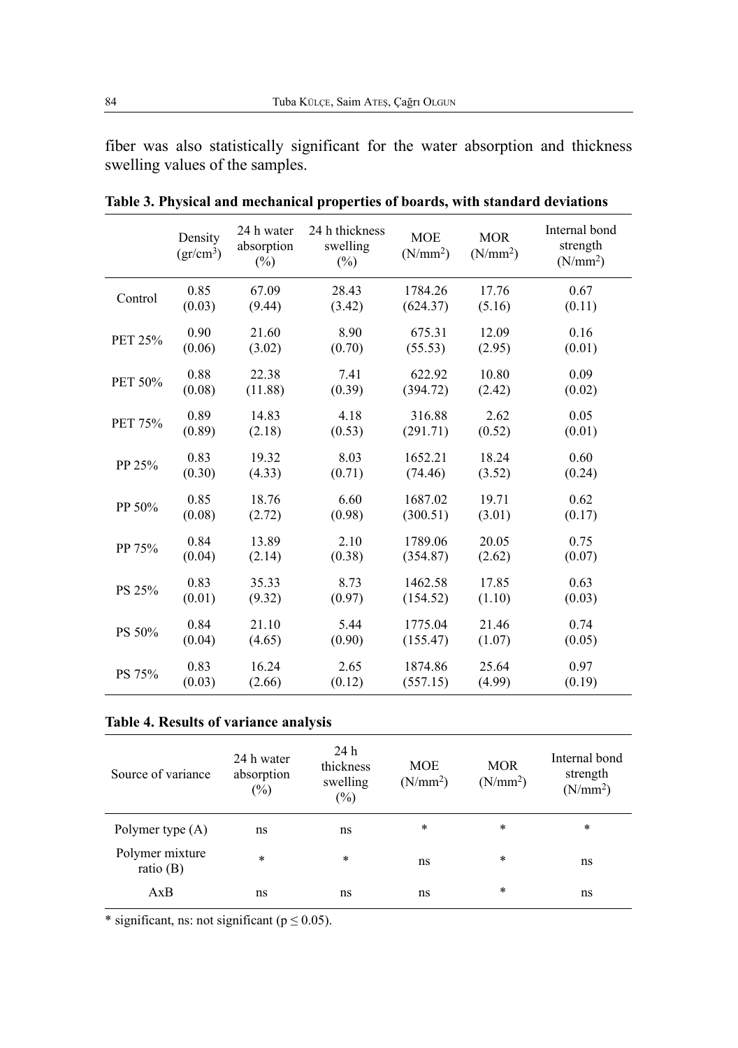fiber was also statistically significant for the water absorption and thickness swelling values of the samples.

**Table 3. Physical and mechanical properties of boards, with standard deviations**

| | Density ($gr/cm^3$) | 24 h water absorption (%) | 24 h thickness swelling (%) | MOE ($N/mm^2$) | MOR ($N/mm^2$) | Internal bond strength ($N/mm^2$) |
|---|---|---|---|---|---|---|
| Control | 0.85 (0.03) | 67.09 (9.44) | 28.43 (3.42) | 1784.26 (624.37) | 17.76 (5.16) | 0.67 (0.11) |
| PET 25% | 0.90 (0.06) | 21.60 (3.02) | 8.90 (0.70) | 675.31 (55.53) | 12.09 (2.95) | 0.16 (0.01) |
| PET 50% | 0.88 (0.08) | 22.38 (11.88) | 7.41 (0.39) | 622.92 (394.72) | 10.80 (2.42) | 0.09 (0.02) |
| PET 75% | 0.89 (0.89) | 14.83 (2.18) | 4.18 (0.53) | 316.88 (291.71) | 2.62 (0.52) | 0.05 (0.01) |
| PP 25% | 0.83 (0.30) | 19.32 (4.33) | 8.03 (0.71) | 1652.21 (74.46) | 18.24 (3.52) | 0.60 (0.24) |
| PP 50% | 0.85 (0.08) | 18.76 (2.72) | 6.60 (0.98) | 1687.02 (300.51) | 19.71 (3.01) | 0.62 (0.17) |
| PP 75% | 0.84 (0.04) | 13.89 (2.14) | 2.10 (0.38) | 1789.06 (354.87) | 20.05 (2.62) | 0.75 (0.07) |
| PS 25% | 0.83 (0.01) | 35.33 (9.32) | 8.73 (0.97) | 1462.58 (154.52) | 17.85 (1.10) | 0.63 (0.03) |
| PS 50% | 0.84 (0.04) | 21.10 (4.65) | 5.44 (0.90) | 1775.04 (155.47) | 21.46 (1.07) | 0.74 (0.05) |
| PS 75% | 0.83 (0.03) | 16.24 (2.66) | 2.65 (0.12) | 1874.86 (557.15) | 25.64 (4.99) | 0.97 (0.19) |

**Table 4. Results of variance analysis**

| Source of variance | 24 h water absorption (%) | 24 h thickness swelling (%) | MOE ($N/mm^2$) | MOR ($N/mm^2$) | Internal bond strength ($N/mm^2$) |
|---|---|---|---|---|---|
| Polymer type (A) | ns | ns | * | * | * |
| Polymer mixture ratio (B) | * | * | ns | * | ns |
| AxB | ns | ns | ns | * | ns |

* significant, ns: not significant ($p \leq 0.05$).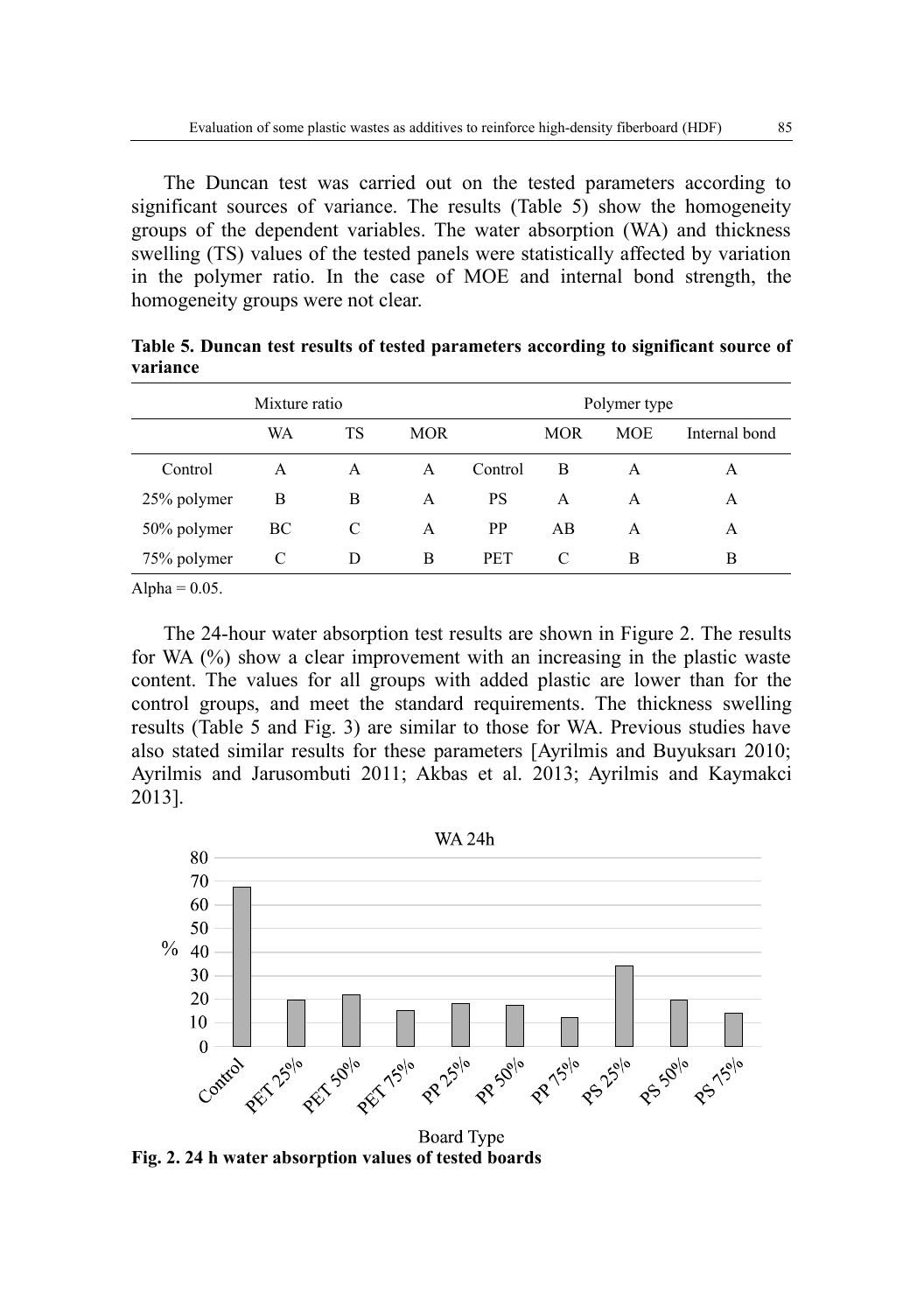The Duncan test was carried out on the tested parameters according to significant sources of variance. The results (Table 5) show the homogeneity groups of the dependent variables. The water absorption (WA) and thickness swelling (TS) values of the tested panels were statistically affected by variation in the polymer ratio. In the case of MOE and internal bond strength, the homogeneity groups were not clear.

**Table 5. Duncan test results of tested parameters according to significant source of variance**

| Mixture ratio | | | | Polymer type | | | |
|---|---|---|---|---|---|---|---|
| | WA | TS | MOR | | MOR | MOE | Internal bond |
| Control | A | A | A | Control | B | A | A |
| 25% polymer | B | B | A | PS | A | A | A |
| 50% polymer | BC | C | A | PP | AB | A | A |
| 75% polymer | C | D | B | PET | C | B | B |

Alpha = 0.05.

The 24-hour water absorption test results are shown in Figure 2. The results for WA (%) show a clear improvement with an increasing in the plastic waste content. The values for all groups with added plastic are lower than for the control groups, and meet the standard requirements. The thickness swelling results (Table 5 and Fig. 3) are similar to those for WA. Previous studies have also stated similar results for these parameters [Ayrilmis and Buyuksarı 2010; Ayrilmis and Jarusombuti 2011; Akbas et al. 2013; Ayrilmis and Kaymakci 2013].

**Fig. 2. 24 h water absorption values of tested boards**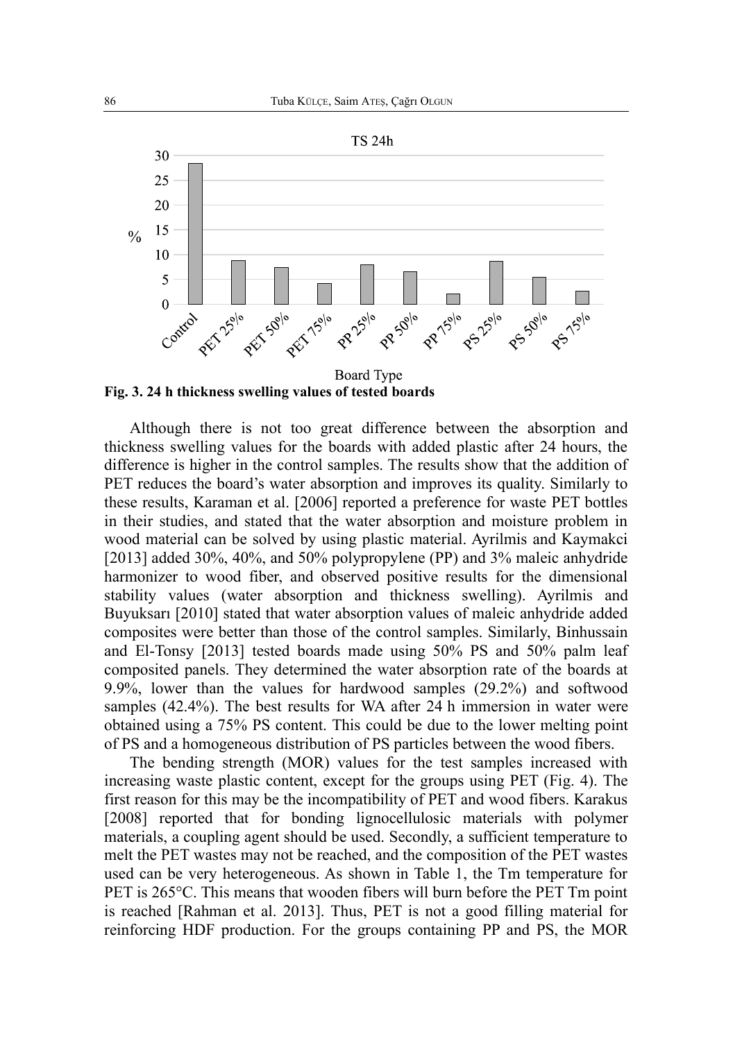**Fig. 3. 24 h thickness swelling values of tested boards**

Although there is not too great difference between the absorption and thickness swelling values for the boards with added plastic after 24 hours, the difference is higher in the control samples. The results show that the addition of PET reduces the board's water absorption and improves its quality. Similarly to these results, Karaman et al. [2006] reported a preference for waste PET bottles in their studies, and stated that the water absorption and moisture problem in wood material can be solved by using plastic material. Ayrilmis and Kaymakci [2013] added 30%, 40%, and 50% polypropylene (PP) and 3% maleic anhydride harmonizer to wood fiber, and observed positive results for the dimensional stability values (water absorption and thickness swelling). Ayrilmis and Buyuksarı [2010] stated that water absorption values of maleic anhydride added composites were better than those of the control samples. Similarly, Binhussain and El-Tonsy [2013] tested boards made using 50% PS and 50% palm leaf composited panels. They determined the water absorption rate of the boards at 9.9%, lower than the values for hardwood samples (29.2%) and softwood samples (42.4%). The best results for WA after 24 h immersion in water were obtained using a 75% PS content. This could be due to the lower melting point of PS and a homogeneous distribution of PS particles between the wood fibers.

The bending strength (MOR) values for the test samples increased with increasing waste plastic content, except for the groups using PET (Fig. 4). The first reason for this may be the incompatibility of PET and wood fibers. Karakus [2008] reported that for bonding lignocellulosic materials with polymer materials, a coupling agent should be used. Secondly, a sufficient temperature to melt the PET wastes may not be reached, and the composition of the PET wastes used can be very heterogeneous. As shown in Table 1, the Tm temperature for PET is 265°C. This means that wooden fibers will burn before the PET Tm point is reached [Rahman et al. 2013]. Thus, PET is not a good filling material for reinforcing HDF production. For the groups containing PP and PS, the MOR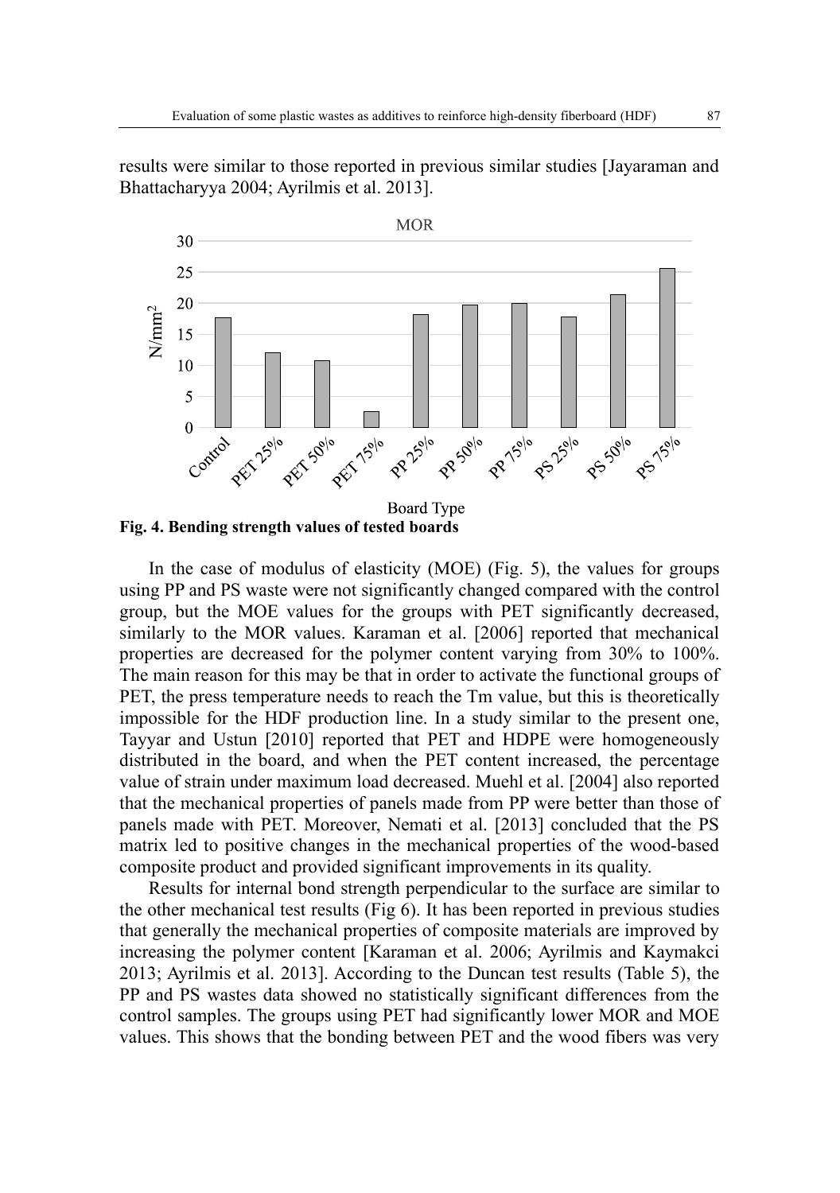results were similar to those reported in previous similar studies [Jayaraman and Bhattacharyya 2004; Ayrilmis et al. 2013].

**Fig. 4. Bending strength values of tested boards**

In the case of modulus of elasticity (MOE) (Fig. 5), the values for groups using PP and PS waste were not significantly changed compared with the control group, but the MOE values for the groups with PET significantly decreased, similarly to the MOR values. Karaman et al. [2006] reported that mechanical properties are decreased for the polymer content varying from 30% to 100%. The main reason for this may be that in order to activate the functional groups of PET, the press temperature needs to reach the Tm value, but this is theoretically impossible for the HDF production line. In a study similar to the present one, Tayyar and Ustun [2010] reported that PET and HDPE were homogeneously distributed in the board, and when the PET content increased, the percentage value of strain under maximum load decreased. Muehl et al. [2004] also reported that the mechanical properties of panels made from PP were better than those of panels made with PET. Moreover, Nemati et al. [2013] concluded that the PS matrix led to positive changes in the mechanical properties of the wood-based composite product and provided significant improvements in its quality.

Results for internal bond strength perpendicular to the surface are similar to the other mechanical test results (Fig 6). It has been reported in previous studies that generally the mechanical properties of composite materials are improved by increasing the polymer content [Karaman et al. 2006; Ayrilmis and Kaymakci 2013; Ayrilmis et al. 2013]. According to the Duncan test results (Table 5), the PP and PS wastes data showed no statistically significant differences from the control samples. The groups using PET had significantly lower MOR and MOE values. This shows that the bonding between PET and the wood fibers was very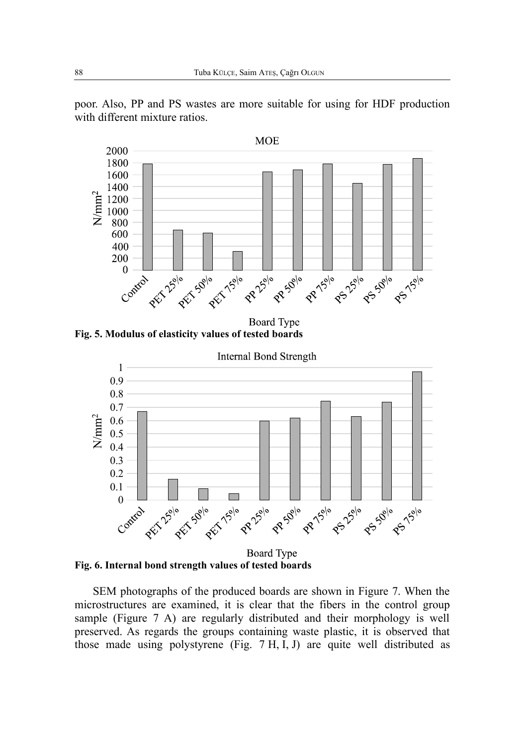poor. Also, PP and PS wastes are more suitable for using for HDF production with different mixture ratios.

**Fig. 5. Modulus of elasticity values of tested boards**

**Fig. 6. Internal bond strength values of tested boards**

SEM photographs of the produced boards are shown in Figure 7. When the microstructures are examined, it is clear that the fibers in the control group sample (Figure 7 A) are regularly distributed and their morphology is well preserved. As regards the groups containing waste plastic, it is observed that those made using polystyrene (Fig. 7 H, I, J) are quite well distributed as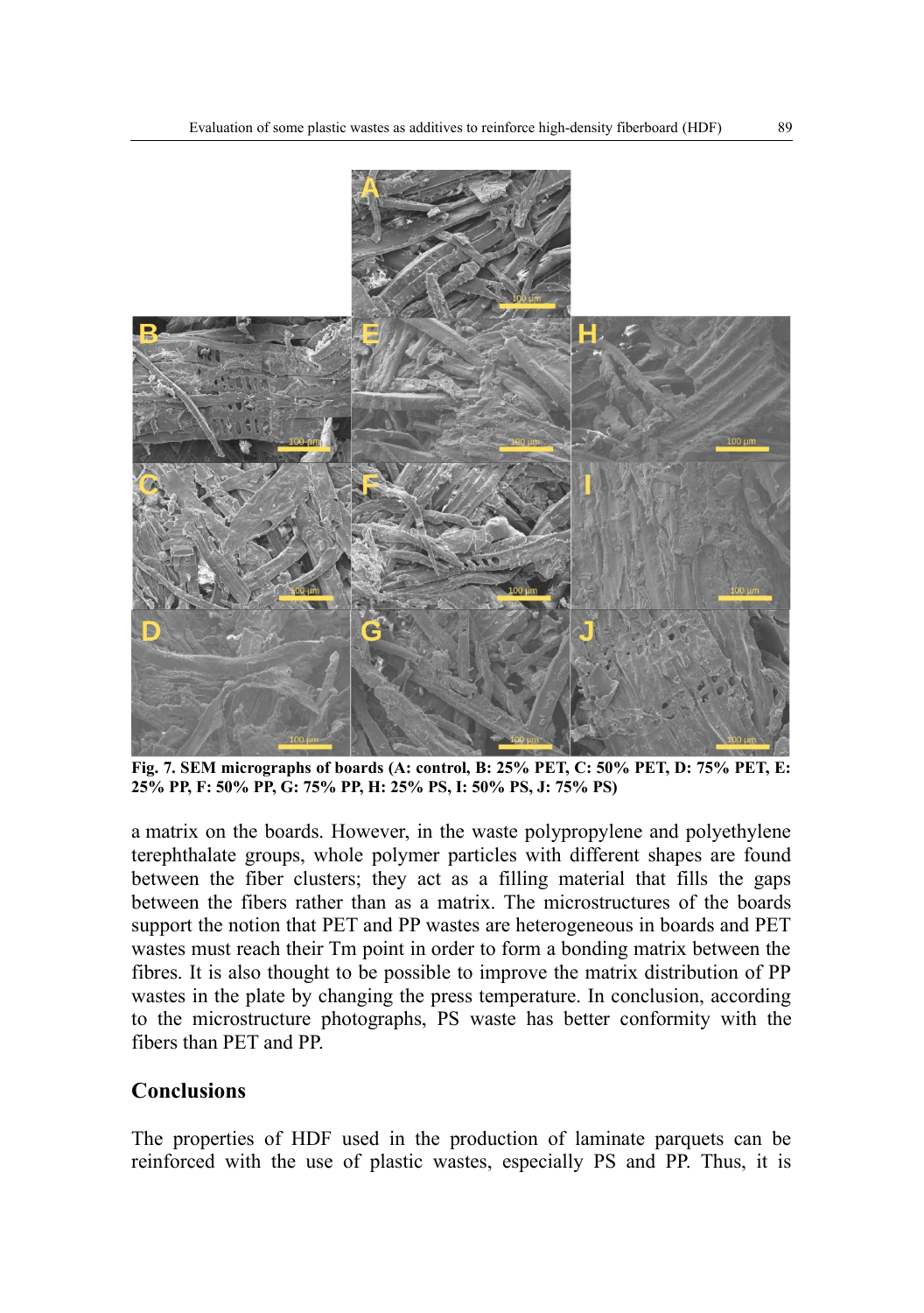**Fig. 7. SEM micrographs of boards (A: control, B: 25% PET, C: 50% PET, D: 75% PET, E: 25% PP, F: 50% PP, G: 75% PP, H: 25% PS, I: 50% PS, J: 75% PS)**

a matrix on the boards. However, in the waste polypropylene and polyethylene terephthalate groups, whole polymer particles with different shapes are found between the fiber clusters; they act as a filling material that fills the gaps between the fibers rather than as a matrix. The microstructures of the boards support the notion that PET and PP wastes are heterogeneous in boards and PET wastes must reach their Tm point in order to form a bonding matrix between the fibres. It is also thought to be possible to improve the matrix distribution of PP wastes in the plate by changing the press temperature. In conclusion, according to the microstructure photographs, PS waste has better conformity with the fibers than PET and PP.

## Conclusions

The properties of HDF used in the production of laminate parquets can be reinforced with the use of plastic wastes, especially PS and PP. Thus, it is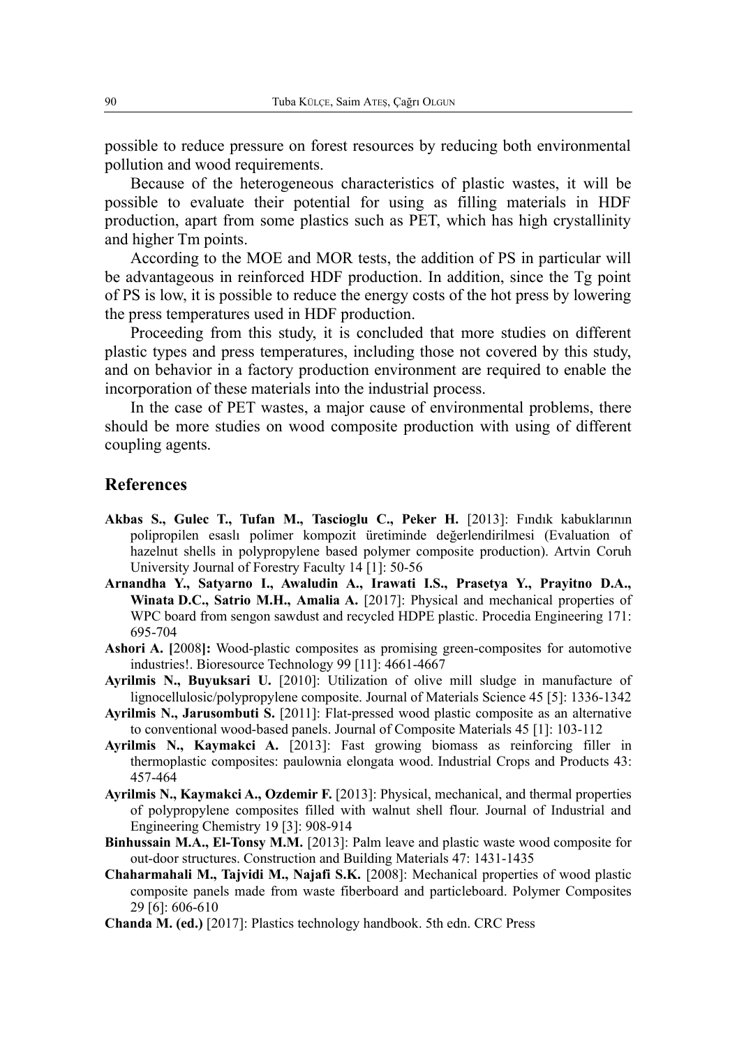possible to reduce pressure on forest resources by reducing both environmental pollution and wood requirements.

Because of the heterogeneous characteristics of plastic wastes, it will be possible to evaluate their potential for using as filling materials in HDF production, apart from some plastics such as PET, which has high crystallinity and higher Tm points.

According to the MOE and MOR tests, the addition of PS in particular will be advantageous in reinforced HDF production. In addition, since the Tg point of PS is low, it is possible to reduce the energy costs of the hot press by lowering the press temperatures used in HDF production.

Proceeding from this study, it is concluded that more studies on different plastic types and press temperatures, including those not covered by this study, and on behavior in a factory production environment are required to enable the incorporation of these materials into the industrial process.

In the case of PET wastes, a major cause of environmental problems, there should be more studies on wood composite production with using of different coupling agents.

## References

**Akbas S., Gulec T., Tufan M., Tascioglu C., Peker H.** [2013]: Fındık kabuklarının polipropilen esaslı polimer kompozit üretiminde değerlendirilmesi (Evaluation of hazelnut shells in polypropylene based polymer composite production). Artvin Coruh University Journal of Forestry Faculty 14 [1]: 50-56

**Arnandha Y., Satyarno I., Awaludin A., Irawati I.S., Prasetya Y., Prayitno D.A., Winata D.C., Satrio M.H., Amalia A.** [2017]: Physical and mechanical properties of WPC board from sengon sawdust and recycled HDPE plastic. Procedia Engineering 171: 695-704

**Ashori A. [**2008**]:** Wood-plastic composites as promising green-composites for automotive industries!. Bioresource Technology 99 [11]: 4661-4667

**Ayrilmis N., Buyuksari U.** [2010]: Utilization of olive mill sludge in manufacture of lignocellulosic/polypropylene composite. Journal of Materials Science 45 [5]: 1336-1342

**Ayrilmis N., Jarusombuti S.** [2011]: Flat-pressed wood plastic composite as an alternative to conventional wood-based panels. Journal of Composite Materials 45 [1]: 103-112

**Ayrilmis N., Kaymakci A.** [2013]: Fast growing biomass as reinforcing filler in thermoplastic composites: paulownia elongata wood. Industrial Crops and Products 43: 457-464

**Ayrilmis N., Kaymakci A., Ozdemir F.** [2013]: Physical, mechanical, and thermal properties of polypropylene composites filled with walnut shell flour. Journal of Industrial and Engineering Chemistry 19 [3]: 908-914

**Binhussain M.A., El-Tonsy M.M.** [2013]: Palm leave and plastic waste wood composite for out-door structures. Construction and Building Materials 47: 1431-1435

**Chaharmahali M., Tajvidi M., Najafi S.K.** [2008]: Mechanical properties of wood plastic composite panels made from waste fiberboard and particleboard. Polymer Composites 29 [6]: 606-610

**Chanda M. (ed.)** [2017]: Plastics technology handbook. 5th edn. CRC Press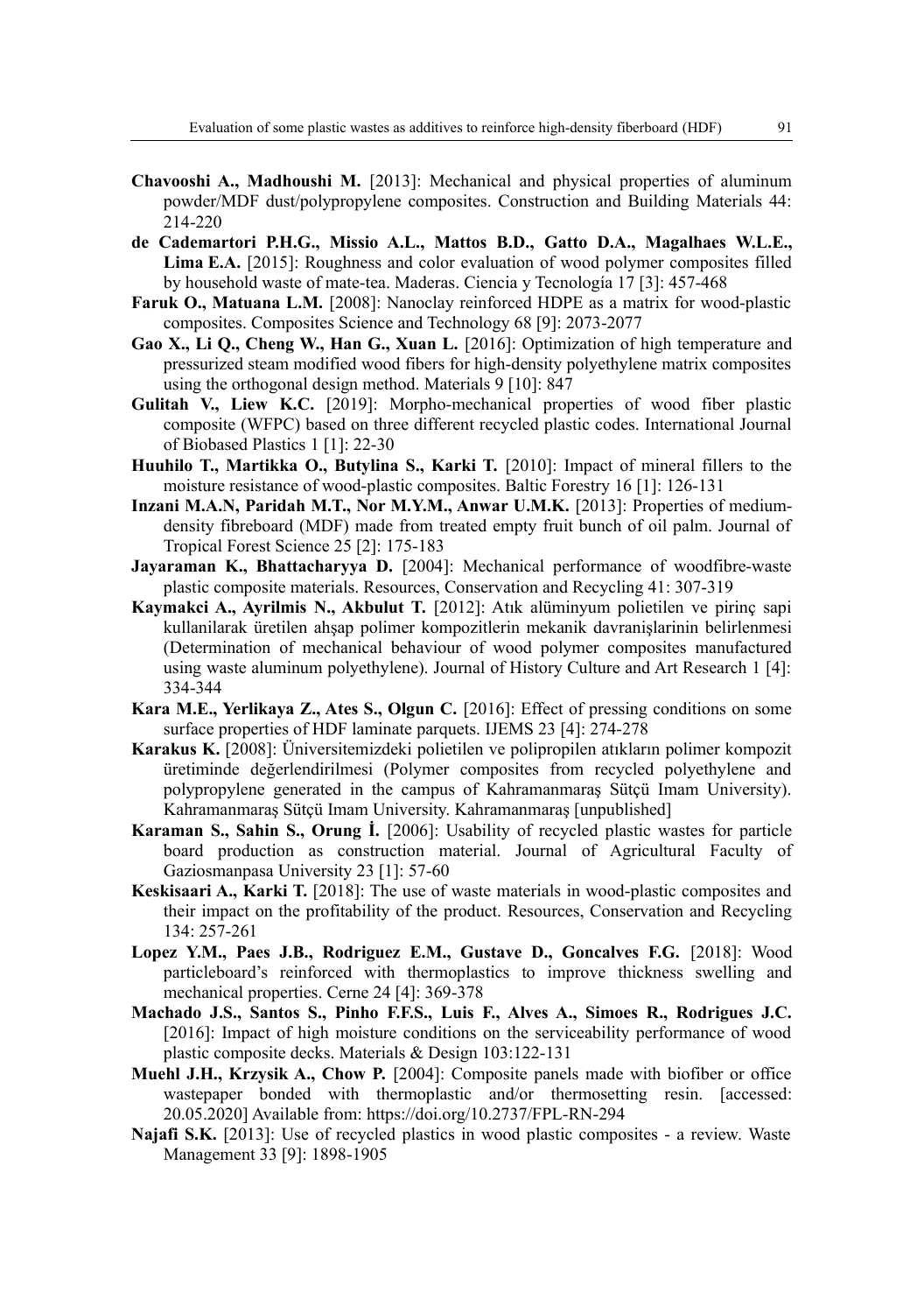**Chavooshi A., Madhoushi M.** [2013]: Mechanical and physical properties of aluminum powder/MDF dust/polypropylene composites. Construction and Building Materials 44: 214-220

**de Cademartori P.H.G., Missio A.L., Mattos B.D., Gatto D.A., Magalhaes W.L.E., Lima E.A.** [2015]: Roughness and color evaluation of wood polymer composites filled by household waste of mate-tea. Maderas. Ciencia y Tecnología 17 [3]: 457-468

**Faruk O., Matuana L.M.** [2008]: Nanoclay reinforced HDPE as a matrix for wood-plastic composites. Composites Science and Technology 68 [9]: 2073-2077

**Gao X., Li Q., Cheng W., Han G., Xuan L.** [2016]: Optimization of high temperature and pressurized steam modified wood fibers for high-density polyethylene matrix composites using the orthogonal design method. Materials 9 [10]: 847

**Gulitah V., Liew K.C.** [2019]: Morpho-mechanical properties of wood fiber plastic composite (WFPC) based on three different recycled plastic codes. International Journal of Biobased Plastics 1 [1]: 22-30

**Huuhilo T., Martikka O., Butylina S., Karki T.** [2010]: Impact of mineral fillers to the moisture resistance of wood-plastic composites. Baltic Forestry 16 [1]: 126-131

**Inzani M.A.N, Paridah M.T., Nor M.Y.M., Anwar U.M.K.** [2013]: Properties of medium-density fibreboard (MDF) made from treated empty fruit bunch of oil palm. Journal of Tropical Forest Science 25 [2]: 175-183

**Jayaraman K., Bhattacharyya D.** [2004]: Mechanical performance of woodfibre-waste plastic composite materials. Resources, Conservation and Recycling 41: 307-319

**Kaymakci A., Ayrilmis N., Akbulut T.** [2012]: Atık alüminyum polietilen ve pirinç sapi kullanilarak üretilen ahşap polimer kompozitlerin mekanik davranişlarinin belirlenmesi (Determination of mechanical behaviour of wood polymer composites manufactured using waste aluminum polyethylene). Journal of History Culture and Art Research 1 [4]: 334-344

**Kara M.E., Yerlikaya Z., Ates S., Olgun C.** [2016]: Effect of pressing conditions on some surface properties of HDF laminate parquets. IJEMS 23 [4]: 274-278

**Karakus K.** [2008]: Üniversitemizdeki polietilen ve polipropilen atıkların polimer kompozit üretiminde değerlendirilmesi (Polymer composites from recycled polyethylene and polypropylene generated in the campus of Kahramanmaraş Sütçü Imam University). Kahramanmaraş Sütçü Imam University. Kahramanmaraş [unpublished]

**Karaman S., Sahin S., Orung İ.** [2006]: Usability of recycled plastic wastes for particle board production as construction material. Journal of Agricultural Faculty of Gaziosmanpasa University 23 [1]: 57-60

**Keskisaari A., Karki T.** [2018]: The use of waste materials in wood-plastic composites and their impact on the profitability of the product. Resources, Conservation and Recycling 134: 257-261

**Lopez Y.M., Paes J.B., Rodriguez E.M., Gustave D., Goncalves F.G.** [2018]: Wood particleboard's reinforced with thermoplastics to improve thickness swelling and mechanical properties. Cerne 24 [4]: 369-378

**Machado J.S., Santos S., Pinho F.F.S., Luis F., Alves A., Simoes R., Rodrigues J.C.** [2016]: Impact of high moisture conditions on the serviceability performance of wood plastic composite decks. Materials & Design 103:122-131

**Muehl J.H., Krzysik A., Chow P.** [2004]: Composite panels made with biofiber or office wastepaper bonded with thermoplastic and/or thermosetting resin. [accessed: 20.05.2020] Available from: https://doi.org/10.2737/FPL-RN-294

**Najafi S.K.** [2013]: Use of recycled plastics in wood plastic composites - a review. Waste Management 33 [9]: 1898-1905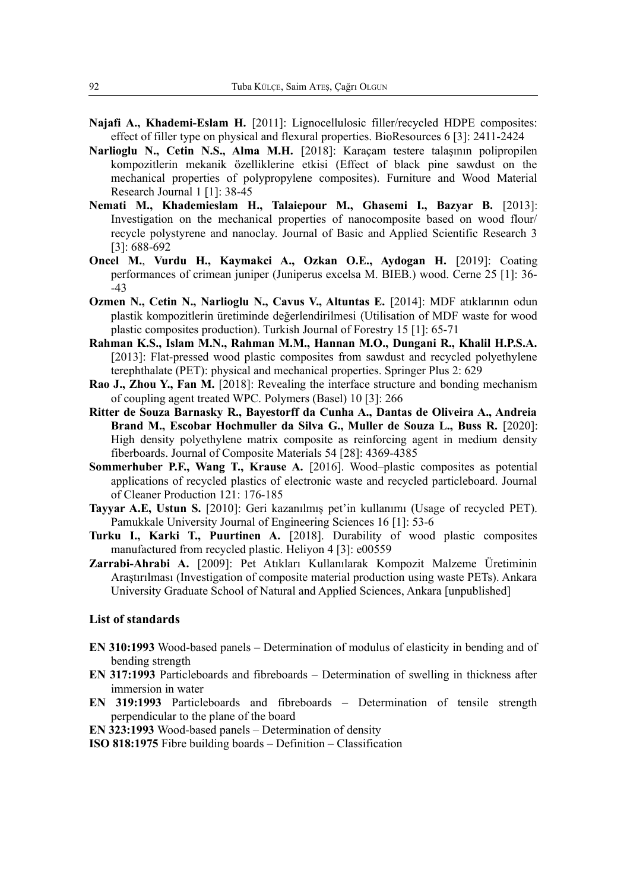**Najafi A., Khademi-Eslam H.** [2011]: Lignocellulosic filler/recycled HDPE composites: effect of filler type on physical and flexural properties. BioResources 6 [3]: 2411-2424

**Narlioglu N., Cetin N.S., Alma M.H.** [2018]: Karaçam testere talaşının polipropilen kompozitlerin mekanik özelliklerine etkisi (Effect of black pine sawdust on the mechanical properties of polypropylene composites). Furniture and Wood Material Research Journal 1 [1]: 38-45

**Nemati M., Khademieslam H., Talaiepour M., Ghasemi I., Bazyar B.** [2013]: Investigation on the mechanical properties of nanocomposite based on wood flour/ recycle polystyrene and nanoclay. Journal of Basic and Applied Scientific Research 3 [3]: 688-692

**Oncel M.**, **Vurdu H., Kaymakci A., Ozkan O.E., Aydogan H.** [2019]: Coating performances of crimean juniper (Juniperus excelsa M. BIEB.) wood. Cerne 25 [1]: 36--43

**Ozmen N., Cetin N., Narlioglu N., Cavus V., Altuntas E.** [2014]: MDF atıklarının odun plastik kompozitlerin üretiminde değerlendirilmesi (Utilisation of MDF waste for wood plastic composites production). Turkish Journal of Forestry 15 [1]: 65-71

**Rahman K.S., Islam M.N., Rahman M.M., Hannan M.O., Dungani R., Khalil H.P.S.A.** [2013]: Flat-pressed wood plastic composites from sawdust and recycled polyethylene terephthalate (PET): physical and mechanical properties. Springer Plus 2: 629

**Rao J., Zhou Y., Fan M.** [2018]: Revealing the interface structure and bonding mechanism of coupling agent treated WPC. Polymers (Basel) 10 [3]: 266

**Ritter de Souza Barnasky R., Bayestorff da Cunha A., Dantas de Oliveira A., Andreia Brand M., Escobar Hochmuller da Silva G., Muller de Souza L., Buss R.** [2020]: High density polyethylene matrix composite as reinforcing agent in medium density fiberboards. Journal of Composite Materials 54 [28]: 4369-4385

**Sommerhuber P.F., Wang T., Krause A.** [2016]. Wood–plastic composites as potential applications of recycled plastics of electronic waste and recycled particleboard. Journal of Cleaner Production 121: 176-185

**Tayyar A.E, Ustun S.** [2010]: Geri kazanılmış pet'in kullanımı (Usage of recycled PET). Pamukkale University Journal of Engineering Sciences 16 [1]: 53-6

**Turku I., Karki T., Puurtinen A.** [2018]. Durability of wood plastic composites manufactured from recycled plastic. Heliyon 4 [3]: e00559

**Zarrabi-Ahrabi A.** [2009]: Pet Atıkları Kullanılarak Kompozit Malzeme Üretiminin Araştırılması (Investigation of composite material production using waste PETs). Ankara University Graduate School of Natural and Applied Sciences, Ankara [unpublished]

### List of standards

**EN 310:1993** Wood-based panels – Determination of modulus of elasticity in bending and of bending strength

**EN 317:1993** Particleboards and fibreboards – Determination of swelling in thickness after immersion in water

**EN 319:1993** Particleboards and fibreboards – Determination of tensile strength perpendicular to the plane of the board

**EN 323:1993** Wood-based panels – Determination of density

**ISO 818:1975** Fibre building boards – Definition – Classification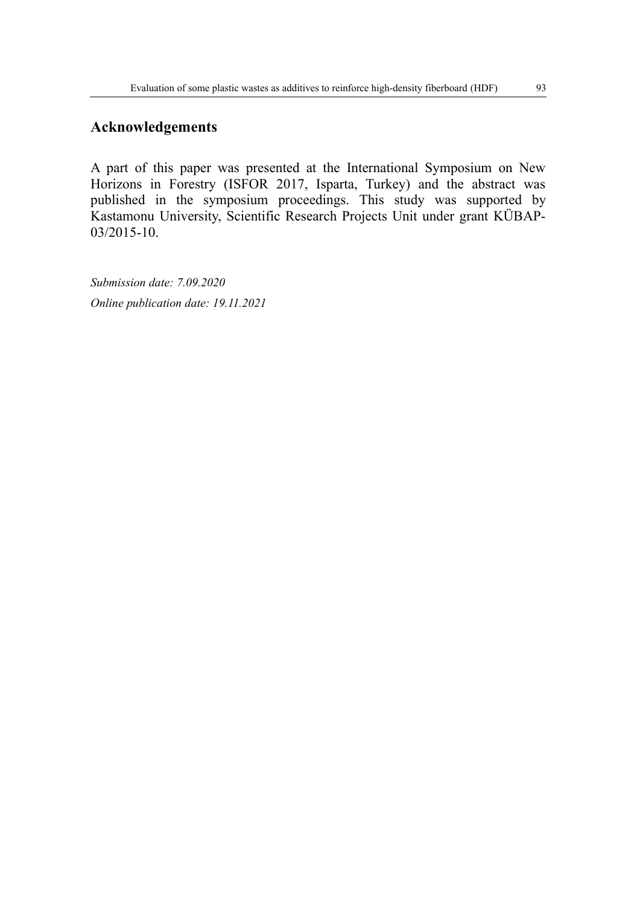## Acknowledgements

A part of this paper was presented at the International Symposium on New Horizons in Forestry (ISFOR 2017, Isparta, Turkey) and the abstract was published in the symposium proceedings. This study was supported by Kastamonu University, Scientific Research Projects Unit under grant KÜBAP-03/2015-10.

*Submission date: 7.09.2020*

*Online publication date: 19.11.2021*